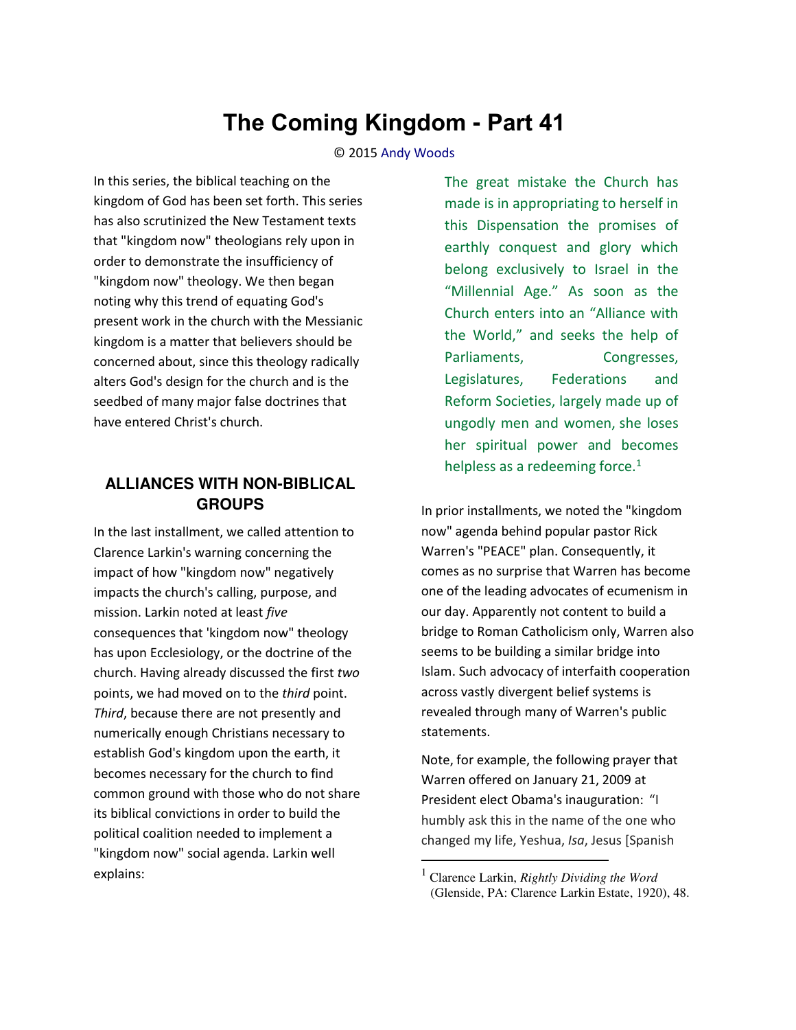# The Coming Kingdom - Part 41

© 2015 Andy Woods

In this series, the biblical teaching on the kingdom of God has been set forth. This series has also scrutinized the New Testament texts that "kingdom now" theologians rely upon in order to demonstrate the insufficiency of "kingdom now" theology. We then began noting why this trend of equating God's present work in the church with the Messianic kingdom is a matter that believers should be concerned about, since this theology radically alters God's design for the church and is the seedbed of many major false doctrines that have entered Christ's church.

## ALLIANCES WITH NON-BIBLICAL GROUPS

In the last installment, we called attention to Clarence Larkin's warning concerning the impact of how "kingdom now" negatively impacts the church's calling, purpose, and mission. Larkin noted at least *five* consequences that 'kingdom now" theology has upon Ecclesiology, or the doctrine of the church. Having already discussed the first *two* points, we had moved on to the *third* point. *Third*, because there are not presently and numerically enough Christians necessary to establish God's kingdom upon the earth, it becomes necessary for the church to find common ground with those who do not share its biblical convictions in order to build the political coalition needed to implement a "kingdom now" social agenda. Larkin well explains:

> The great mistake the Church has made is in appropriating to herself in this Dispensation the promises of earthly conquest and glory which belong exclusively to Israel in the "Millennial Age." As soon as the Church enters into an "Alliance with the World," and seeks the help of Parliaments, Congresses, Legislatures, Federations and Reform Societies, largely made up of ungodly men and women, she loses her spiritual power and becomes helpless as a redeeming force.[1]

In prior installments, we noted the "kingdom now" agenda behind popular pastor Rick Warren's "PEACE" plan. Consequently, it comes as no surprise that Warren has become one of the leading advocates of ecumenism in our day. Apparently not content to build a bridge to Roman Catholicism only, Warren also seems to be building a similar bridge into Islam. Such advocacy of interfaith cooperation across vastly divergent belief systems is revealed through many of Warren's public statements.

Note, for example, the following prayer that Warren offered on January 21, 2009 at President elect Obama's inauguration: "I humbly ask this in the name of the one who changed my life, Yeshua, *Isa*, Jesus [Spanish

[1] Clarence Larkin, *Rightly Dividing the Word* (Glenside, PA: Clarence Larkin Estate, 1920), 48.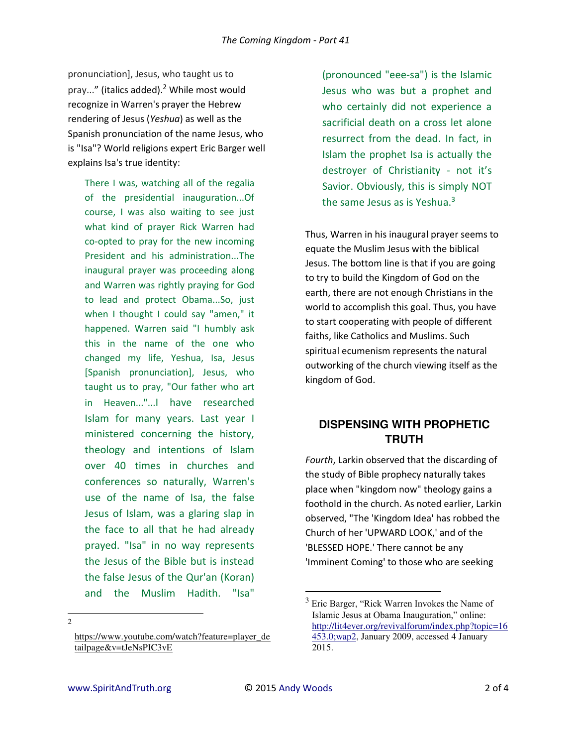pronunciation], Jesus, who taught us to pray..." (italics added).[2] While most would recognize in Warren's prayer the Hebrew rendering of Jesus (*Yeshua*) as well as the Spanish pronunciation of the name Jesus, who is "Isa"? World religions expert Eric Barger well explains Isa's true identity:

> There I was, watching all of the regalia of the presidential inauguration...Of course, I was also waiting to see just what kind of prayer Rick Warren had co-opted to pray for the new incoming President and his administration...The inaugural prayer was proceeding along and Warren was rightly praying for God to lead and protect Obama...So, just when I thought I could say "amen," it happened. Warren said "I humbly ask this in the name of the one who changed my life, Yeshua, Isa, Jesus [Spanish pronunciation], Jesus, who taught us to pray, "Our father who art in Heaven..."...I have researched Islam for many years. Last year I ministered concerning the history, theology and intentions of Islam over 40 times in churches and conferences so naturally, Warren's use of the name of Isa, the false Jesus of Islam, was a glaring slap in the face to all that he had already prayed. "Isa" in no way represents the Jesus of the Bible but is instead the false Jesus of the Qur'an (Koran) and the Muslim Hadith. "Isa" (pronounced "eee-sa") is the Islamic Jesus who was but a prophet and who certainly did not experience a sacrificial death on a cross let alone resurrect from the dead. In fact, in Islam the prophet Isa is actually the destroyer of Christianity - not it's Savior. Obviously, this is simply NOT the same Jesus as is Yeshua.[3]

Thus, Warren in his inaugural prayer seems to equate the Muslim Jesus with the biblical Jesus. The bottom line is that if you are going to try to build the Kingdom of God on the earth, there are not enough Christians in the world to accomplish this goal. Thus, you have to start cooperating with people of different faiths, like Catholics and Muslims. Such spiritual ecumenism represents the natural outworking of the church viewing itself as the kingdom of God.

## DISPENSING WITH PROPHETIC TRUTH

*Fourth*, Larkin observed that the discarding of the study of Bible prophecy naturally takes place when "kingdom now" theology gains a foothold in the church. As noted earlier, Larkin observed, "The 'Kingdom Idea' has robbed the Church of her 'UPWARD LOOK,' and of the 'BLESSED HOPE.' There cannot be any 'Imminent Coming' to those who are seeking

---

[2] https://www.youtube.com/watch?feature=player_detailpage&v=tJeNsPIC3vE

[3] Eric Barger, "Rick Warren Invokes the Name of Islamic Jesus at Obama Inauguration," online: http://lit4ever.org/revivalforum/index.php?topic=16453.0;wap2, January 2009, accessed 4 January 2015.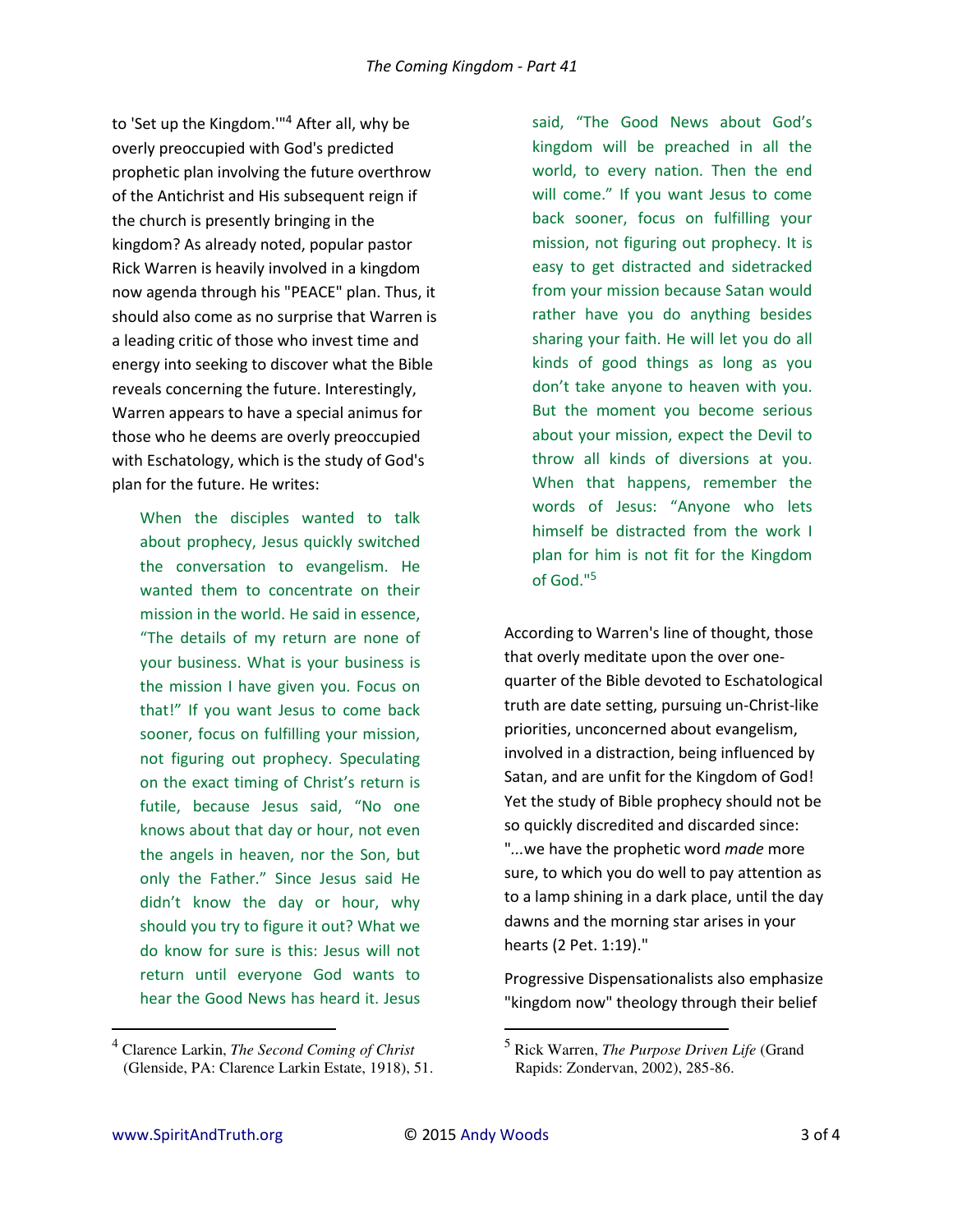to 'Set up the Kingdom.'"[4] After all, why be overly preoccupied with God's predicted prophetic plan involving the future overthrow of the Antichrist and His subsequent reign if the church is presently bringing in the kingdom? As already noted, popular pastor Rick Warren is heavily involved in a kingdom now agenda through his "PEACE" plan. Thus, it should also come as no surprise that Warren is a leading critic of those who invest time and energy into seeking to discover what the Bible reveals concerning the future. Interestingly, Warren appears to have a special animus for those who he deems are overly preoccupied with Eschatology, which is the study of God's plan for the future. He writes:

> When the disciples wanted to talk about prophecy, Jesus quickly switched the conversation to evangelism. He wanted them to concentrate on their mission in the world. He said in essence, "The details of my return are none of your business. What is your business is the mission I have given you. Focus on that!" If you want Jesus to come back sooner, focus on fulfilling your mission, not figuring out prophecy. Speculating on the exact timing of Christ's return is futile, because Jesus said, "No one knows about that day or hour, not even the angels in heaven, nor the Son, but only the Father." Since Jesus said He didn't know the day or hour, why should you try to figure it out? What we do know for sure is this: Jesus will not return until everyone God wants to hear the Good News has heard it. Jesus said, "The Good News about God's kingdom will be preached in all the world, to every nation. Then the end will come." If you want Jesus to come back sooner, focus on fulfilling your mission, not figuring out prophecy. It is easy to get distracted and sidetracked from your mission because Satan would rather have you do anything besides sharing your faith. He will let you do all kinds of good things as long as you don't take anyone to heaven with you. But the moment you become serious about your mission, expect the Devil to throw all kinds of diversions at you. When that happens, remember the words of Jesus: "Anyone who lets himself be distracted from the work I plan for him is not fit for the Kingdom of God."[5]

According to Warren's line of thought, those that overly meditate upon the over one-quarter of the Bible devoted to Eschatological truth are date setting, pursuing un-Christ-like priorities, unconcerned about evangelism, involved in a distraction, being influenced by Satan, and are unfit for the Kingdom of God! Yet the study of Bible prophecy should not be so quickly discredited and discarded since: "...we have the prophetic word *made* more sure, to which you do well to pay attention as to a lamp shining in a dark place, until the day dawns and the morning star arises in your hearts (2 Pet. 1:19)."

Progressive Dispensationalists also emphasize "kingdom now" theology through their belief

---

[4] Clarence Larkin, *The Second Coming of Christ* (Glenside, PA: Clarence Larkin Estate, 1918), 51.

[5] Rick Warren, *The Purpose Driven Life* (Grand Rapids: Zondervan, 2002), 285-86.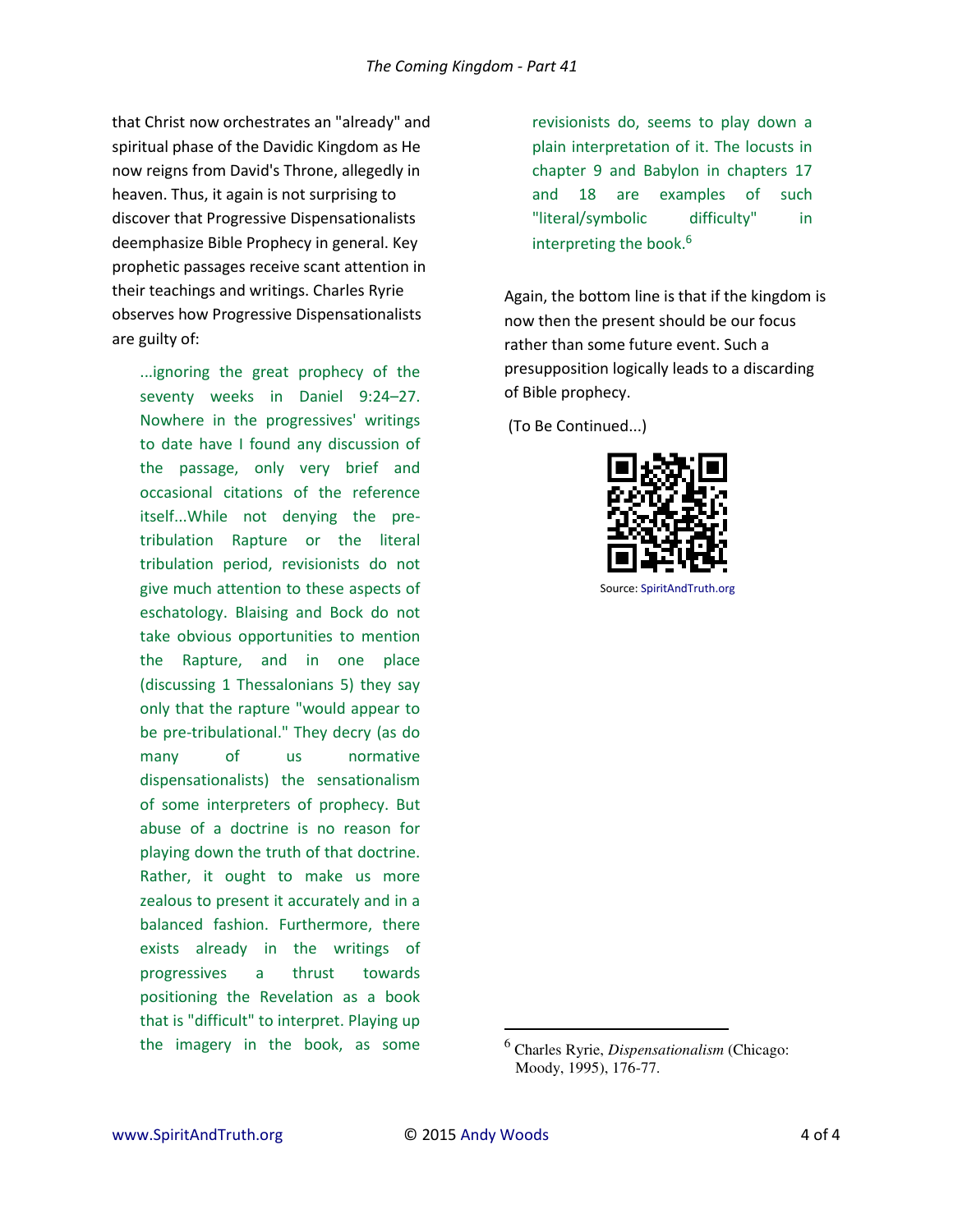that Christ now orchestrates an "already" and spiritual phase of the Davidic Kingdom as He now reigns from David's Throne, allegedly in heaven. Thus, it again is not surprising to discover that Progressive Dispensationalists deemphasize Bible Prophecy in general. Key prophetic passages receive scant attention in their teachings and writings. Charles Ryrie observes how Progressive Dispensationalists are guilty of:

> ...ignoring the great prophecy of the seventy weeks in Daniel 9:24–27. Nowhere in the progressives' writings to date have I found any discussion of the passage, only very brief and occasional citations of the reference itself...While not denying the pre-tribulation Rapture or the literal tribulation period, revisionists do not give much attention to these aspects of eschatology. Blaising and Bock do not take obvious opportunities to mention the Rapture, and in one place (discussing 1 Thessalonians 5) they say only that the rapture "would appear to be pre-tribulational." They decry (as do many of us normative dispensationalists) the sensationalism of some interpreters of prophecy. But abuse of a doctrine is no reason for playing down the truth of that doctrine. Rather, it ought to make us more zealous to present it accurately and in a balanced fashion. Furthermore, there exists already in the writings of progressives a thrust towards positioning the Revelation as a book that is "difficult" to interpret. Playing up the imagery in the book, as some revisionists do, seems to play down a plain interpretation of it. The locusts in chapter 9 and Babylon in chapters 17 and 18 are examples of such "literal/symbolic difficulty" in interpreting the book.[6]

Again, the bottom line is that if the kingdom is now then the present should be our focus rather than some future event. Such a presupposition logically leads to a discarding of Bible prophecy.

(To Be Continued...)

Source: SpiritAndTruth.org

---

[6] Charles Ryrie, *Dispensationalism* (Chicago: Moody, 1995), 176-77.